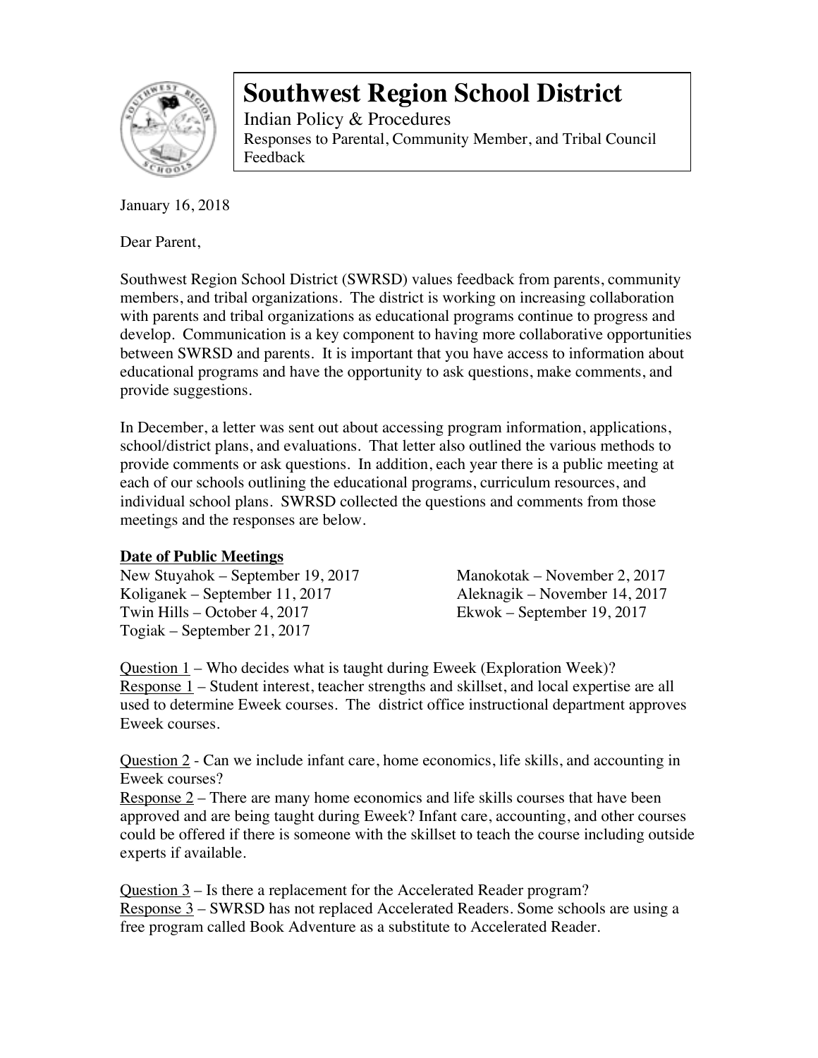# Southwest Region School District

Indian Policy & Procedures

Responses to Parental, Community Member, and Tribal Council Feedback

January 16, 2018

Dear Parent,

Southwest Region School District (SWRSD) values feedback from parents, community members, and tribal organizations. The district is working on increasing collaboration with parents and tribal organizations as educational programs continue to progress and develop. Communication is a key component to having more collaborative opportunities between SWRSD and parents. It is important that you have access to information about educational programs and have the opportunity to ask questions, make comments, and provide suggestions.

In December, a letter was sent out about accessing program information, applications, school/district plans, and evaluations. That letter also outlined the various methods to provide comments or ask questions. In addition, each year there is a public meeting at each of our schools outlining the educational programs, curriculum resources, and individual school plans. SWRSD collected the questions and comments from those meetings and the responses are below.

**Date of Public Meetings**

New Stuyahok – September 19, 2017
Koliganek – September 11, 2017
Twin Hills – October 4, 2017
Togiak – September 21, 2017
Manokotak – November 2, 2017
Aleknagik – November 14, 2017
Ekwok – September 19, 2017

Question 1 – Who decides what is taught during Eweek (Exploration Week)?
Response 1 – Student interest, teacher strengths and skillset, and local expertise are all used to determine Eweek courses. The district office instructional department approves Eweek courses.

Question 2 - Can we include infant care, home economics, life skills, and accounting in Eweek courses?
Response 2 – There are many home economics and life skills courses that have been approved and are being taught during Eweek? Infant care, accounting, and other courses could be offered if there is someone with the skillset to teach the course including outside experts if available.

Question 3 – Is there a replacement for the Accelerated Reader program?
Response 3 – SWRSD has not replaced Accelerated Readers. Some schools are using a free program called Book Adventure as a substitute to Accelerated Reader.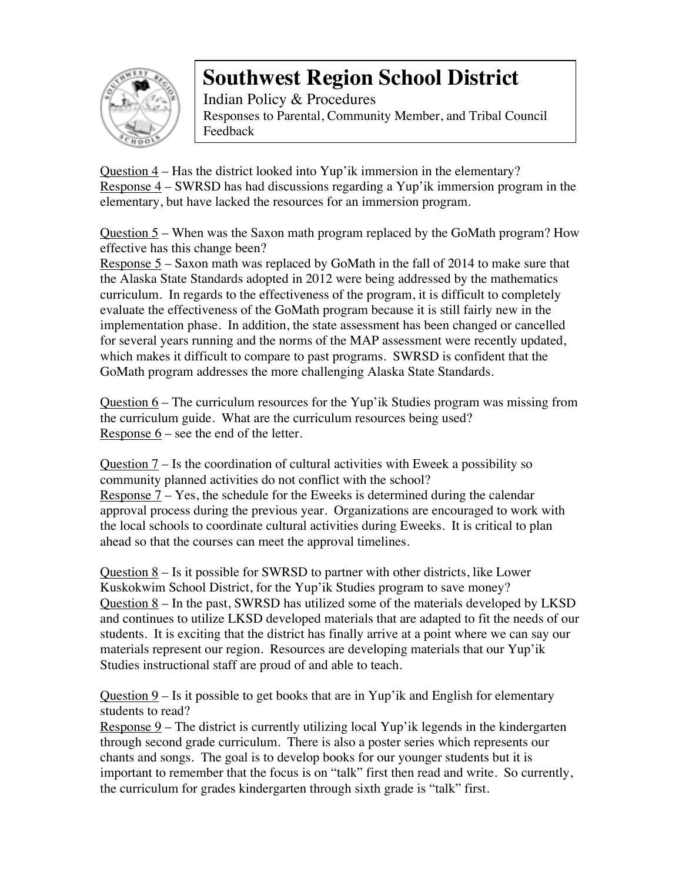# Southwest Region School District

Indian Policy & Procedures

Responses to Parental, Community Member, and Tribal Council Feedback

Question 4 – Has the district looked into Yup'ik immersion in the elementary?
Response 4 – SWRSD has had discussions regarding a Yup'ik immersion program in the elementary, but have lacked the resources for an immersion program.

Question 5 – When was the Saxon math program replaced by the GoMath program? How effective has this change been?
Response 5 – Saxon math was replaced by GoMath in the fall of 2014 to make sure that the Alaska State Standards adopted in 2012 were being addressed by the mathematics curriculum. In regards to the effectiveness of the program, it is difficult to completely evaluate the effectiveness of the GoMath program because it is still fairly new in the implementation phase. In addition, the state assessment has been changed or cancelled for several years running and the norms of the MAP assessment were recently updated, which makes it difficult to compare to past programs. SWRSD is confident that the GoMath program addresses the more challenging Alaska State Standards.

Question 6 – The curriculum resources for the Yup'ik Studies program was missing from the curriculum guide. What are the curriculum resources being used?
Response 6 – see the end of the letter.

Question 7 – Is the coordination of cultural activities with Eweek a possibility so community planned activities do not conflict with the school?
Response 7 – Yes, the schedule for the Eweeks is determined during the calendar approval process during the previous year. Organizations are encouraged to work with the local schools to coordinate cultural activities during Eweeks. It is critical to plan ahead so that the courses can meet the approval timelines.

Question 8 – Is it possible for SWRSD to partner with other districts, like Lower Kuskokwim School District, for the Yup'ik Studies program to save money?
Question 8 – In the past, SWRSD has utilized some of the materials developed by LKSD and continues to utilize LKSD developed materials that are adapted to fit the needs of our students. It is exciting that the district has finally arrive at a point where we can say our materials represent our region. Resources are developing materials that our Yup'ik Studies instructional staff are proud of and able to teach.

Question 9 – Is it possible to get books that are in Yup'ik and English for elementary students to read?
Response 9 – The district is currently utilizing local Yup'ik legends in the kindergarten through second grade curriculum. There is also a poster series which represents our chants and songs. The goal is to develop books for our younger students but it is important to remember that the focus is on "talk" first then read and write. So currently, the curriculum for grades kindergarten through sixth grade is "talk" first.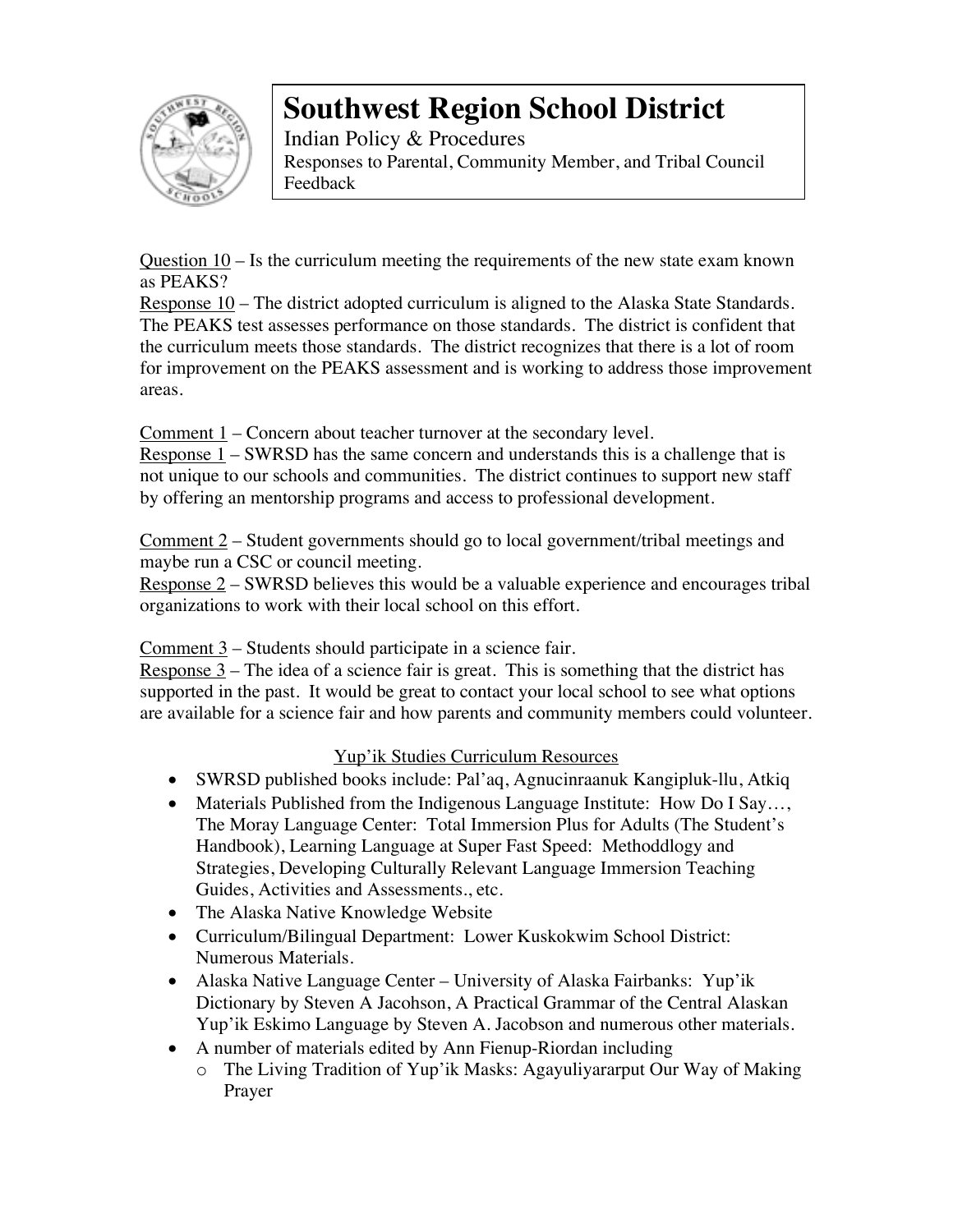# Southwest Region School District

Indian Policy & Procedures

Responses to Parental, Community Member, and Tribal Council Feedback

Question 10 – Is the curriculum meeting the requirements of the new state exam known as PEAKS?
Response 10 – The district adopted curriculum is aligned to the Alaska State Standards. The PEAKS test assesses performance on those standards. The district is confident that the curriculum meets those standards. The district recognizes that there is a lot of room for improvement on the PEAKS assessment and is working to address those improvement areas.

Comment 1 – Concern about teacher turnover at the secondary level.
Response 1 – SWRSD has the same concern and understands this is a challenge that is not unique to our schools and communities. The district continues to support new staff by offering an mentorship programs and access to professional development.

Comment 2 – Student governments should go to local government/tribal meetings and maybe run a CSC or council meeting.
Response 2 – SWRSD believes this would be a valuable experience and encourages tribal organizations to work with their local school on this effort.

Comment 3 – Students should participate in a science fair.
Response 3 – The idea of a science fair is great. This is something that the district has supported in the past. It would be great to contact your local school to see what options are available for a science fair and how parents and community members could volunteer.

## Yup'ik Studies Curriculum Resources

- SWRSD published books include: Pal'aq, Agnucinraanuk Kangipluk-llu, Atkiq
- Materials Published from the Indigenous Language Institute: How Do I Say…, The Moray Language Center: Total Immersion Plus for Adults (The Student's Handbook), Learning Language at Super Fast Speed: Methoddlogy and Strategies, Developing Culturally Relevant Language Immersion Teaching Guides, Activities and Assessments., etc.
- The Alaska Native Knowledge Website
- Curriculum/Bilingual Department: Lower Kuskokwim School District: Numerous Materials.
- Alaska Native Language Center – University of Alaska Fairbanks: Yup'ik Dictionary by Steven A Jacohson, A Practical Grammar of the Central Alaskan Yup'ik Eskimo Language by Steven A. Jacobson and numerous other materials.
- A number of materials edited by Ann Fienup-Riordan including
  - The Living Tradition of Yup'ik Masks: Agayuliyararput Our Way of Making Prayer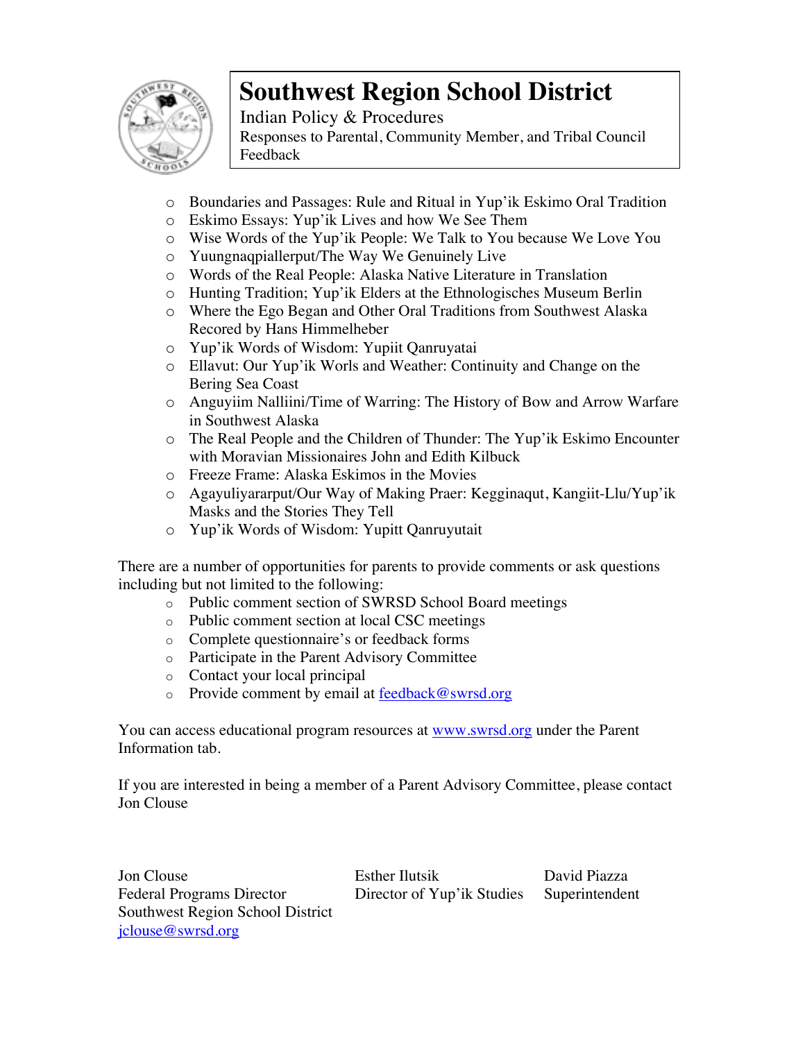**Southwest Region School District**
Indian Policy & Procedures
Responses to Parental, Community Member, and Tribal Council Feedback

- Boundaries and Passages: Rule and Ritual in Yup'ik Eskimo Oral Tradition
- Eskimo Essays: Yup'ik Lives and how We See Them
- Wise Words of the Yup'ik People: We Talk to You because We Love You
- Yuungnaqpiallerput/The Way We Genuinely Live
- Words of the Real People: Alaska Native Literature in Translation
- Hunting Tradition; Yup'ik Elders at the Ethnologisches Museum Berlin
- Where the Ego Began and Other Oral Traditions from Southwest Alaska Recored by Hans Himmelheber
- Yup'ik Words of Wisdom: Yupiit Qanruyatai
- Ellavut: Our Yup'ik Worls and Weather: Continuity and Change on the Bering Sea Coast
- Anguyiim Nalliini/Time of Warring: The History of Bow and Arrow Warfare in Southwest Alaska
- The Real People and the Children of Thunder: The Yup'ik Eskimo Encounter with Moravian Missionaires John and Edith Kilbuck
- Freeze Frame: Alaska Eskimos in the Movies
- Agayuliyararput/Our Way of Making Praer: Kegginaqut, Kangiit-Llu/Yup'ik Masks and the Stories They Tell
- Yup'ik Words of Wisdom: Yupitt Qanruyutait

There are a number of opportunities for parents to provide comments or ask questions including but not limited to the following:

- Public comment section of SWRSD School Board meetings
- Public comment section at local CSC meetings
- Complete questionnaire's or feedback forms
- Participate in the Parent Advisory Committee
- Contact your local principal
- Provide comment by email at feedback@swrsd.org

You can access educational program resources at www.swrsd.org under the Parent Information tab.

If you are interested in being a member of a Parent Advisory Committee, please contact Jon Clouse

Jon Clouse
Federal Programs Director
Southwest Region School District
jclouse@swrsd.org

Esther Ilutsik
Director of Yup'ik Studies

David Piazza
Superintendent